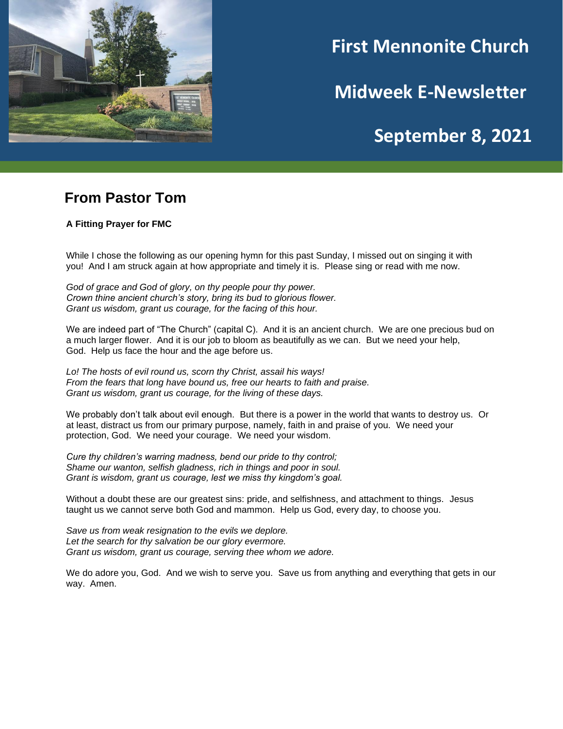# First Mennonite Church

## Midweek E-Newsletter

## September 8, 2021

## From Pastor Tom

**A Fitting Prayer for FMC**

While I chose the following as our opening hymn for this past Sunday, I missed out on singing it with you! And I am struck again at how appropriate and timely it is. Please sing or read with me now.

*God of grace and God of glory, on thy people pour thy power.*
*Crown thine ancient church's story, bring its bud to glorious flower.*
*Grant us wisdom, grant us courage, for the facing of this hour.*

We are indeed part of "The Church" (capital C). And it is an ancient church. We are one precious bud on a much larger flower. And it is our job to bloom as beautifully as we can. But we need your help, God. Help us face the hour and the age before us.

*Lo! The hosts of evil round us, scorn thy Christ, assail his ways!*
*From the fears that long have bound us, free our hearts to faith and praise.*
*Grant us wisdom, grant us courage, for the living of these days.*

We probably don't talk about evil enough. But there is a power in the world that wants to destroy us. Or at least, distract us from our primary purpose, namely, faith in and praise of you. We need your protection, God. We need your courage. We need your wisdom.

*Cure thy children's warring madness, bend our pride to thy control;*
*Shame our wanton, selfish gladness, rich in things and poor in soul.*
*Grant is wisdom, grant us courage, lest we miss thy kingdom's goal.*

Without a doubt these are our greatest sins: pride, and selfishness, and attachment to things. Jesus taught us we cannot serve both God and mammon. Help us God, every day, to choose you.

*Save us from weak resignation to the evils we deplore.*
*Let the search for thy salvation be our glory evermore.*
*Grant us wisdom, grant us courage, serving thee whom we adore.*

We do adore you, God. And we wish to serve you. Save us from anything and everything that gets in our way. Amen.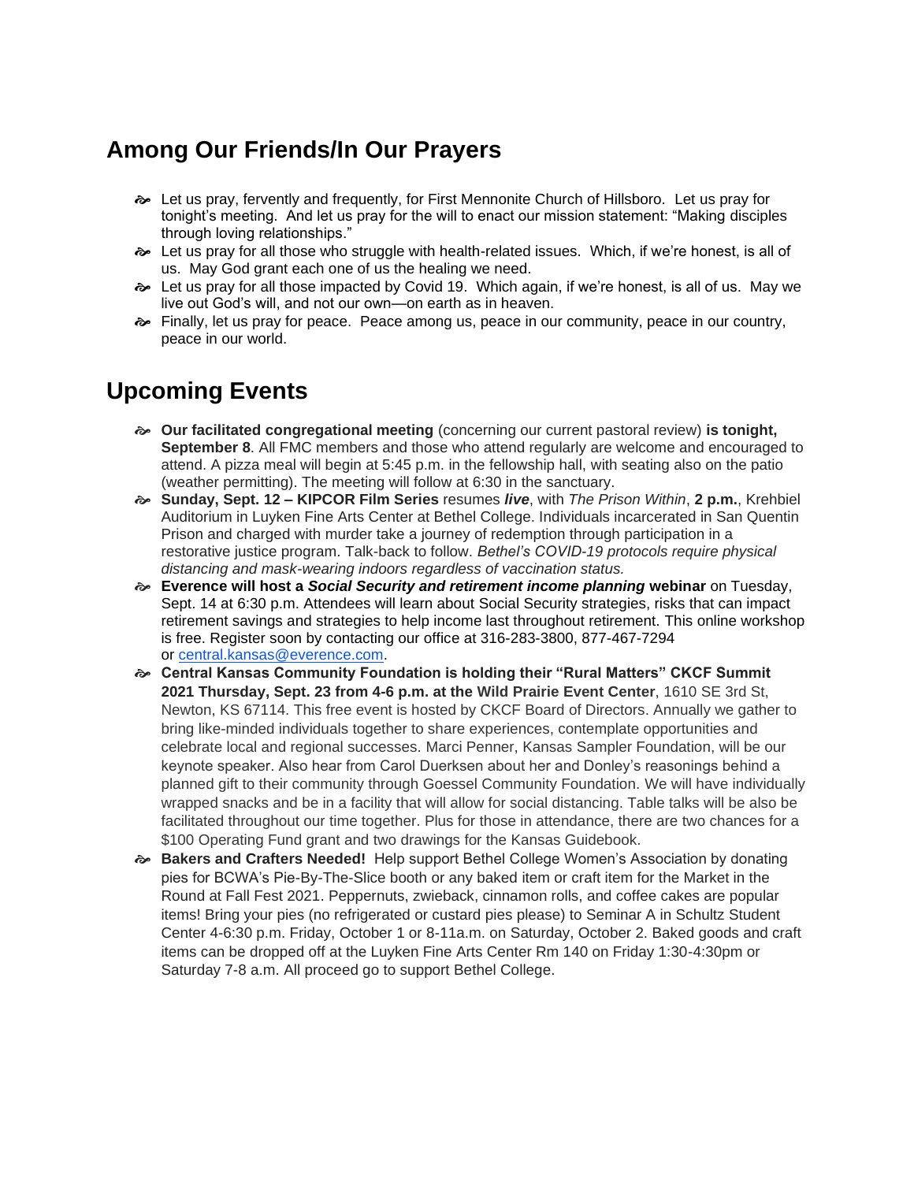## Among Our Friends/In Our Prayers

- Let us pray, fervently and frequently, for First Mennonite Church of Hillsboro. Let us pray for tonight's meeting. And let us pray for the will to enact our mission statement: "Making disciples through loving relationships."
- Let us pray for all those who struggle with health-related issues. Which, if we're honest, is all of us. May God grant each one of us the healing we need.
- Let us pray for all those impacted by Covid 19. Which again, if we're honest, is all of us. May we live out God's will, and not our own—on earth as in heaven.
- Finally, let us pray for peace. Peace among us, peace in our community, peace in our country, peace in our world.

## Upcoming Events

- **Our facilitated congregational meeting** (concerning our current pastoral review) **is tonight, September 8**. All FMC members and those who attend regularly are welcome and encouraged to attend. A pizza meal will begin at 5:45 p.m. in the fellowship hall, with seating also on the patio (weather permitting). The meeting will follow at 6:30 in the sanctuary.
- **Sunday, Sept. 12 – KIPCOR Film Series** resumes ***live***, with *The Prison Within*, **2 p.m.**, Krehbiel Auditorium in Luyken Fine Arts Center at Bethel College. Individuals incarcerated in San Quentin Prison and charged with murder take a journey of redemption through participation in a restorative justice program. Talk-back to follow. *Bethel's COVID-19 protocols require physical distancing and mask-wearing indoors regardless of vaccination status.*
- **Everence will host a *Social Security and retirement income planning* webinar** on Tuesday, Sept. 14 at 6:30 p.m. Attendees will learn about Social Security strategies, risks that can impact retirement savings and strategies to help income last throughout retirement. This online workshop is free. Register soon by contacting our office at 316-283-3800, 877-467-7294 or central.kansas@everence.com.
- **Central Kansas Community Foundation is holding their "Rural Matters" CKCF Summit 2021 Thursday, Sept. 23 from 4-6 p.m. at the Wild Prairie Event Center**, 1610 SE 3rd St, Newton, KS 67114. This free event is hosted by CKCF Board of Directors. Annually we gather to bring like-minded individuals together to share experiences, contemplate opportunities and celebrate local and regional successes. Marci Penner, Kansas Sampler Foundation, will be our keynote speaker. Also hear from Carol Duerksen about her and Donley's reasonings behind a planned gift to their community through Goessel Community Foundation. We will have individually wrapped snacks and be in a facility that will allow for social distancing. Table talks will be also be facilitated throughout our time together. Plus for those in attendance, there are two chances for a $100 Operating Fund grant and two drawings for the Kansas Guidebook.
- **Bakers and Crafters Needed!** Help support Bethel College Women's Association by donating pies for BCWA's Pie-By-The-Slice booth or any baked item or craft item for the Market in the Round at Fall Fest 2021. Peppernuts, zwieback, cinnamon rolls, and coffee cakes are popular items! Bring your pies (no refrigerated or custard pies please) to Seminar A in Schultz Student Center 4-6:30 p.m. Friday, October 1 or 8-11a.m. on Saturday, October 2. Baked goods and craft items can be dropped off at the Luyken Fine Arts Center Rm 140 on Friday 1:30-4:30pm or Saturday 7-8 a.m. All proceed go to support Bethel College.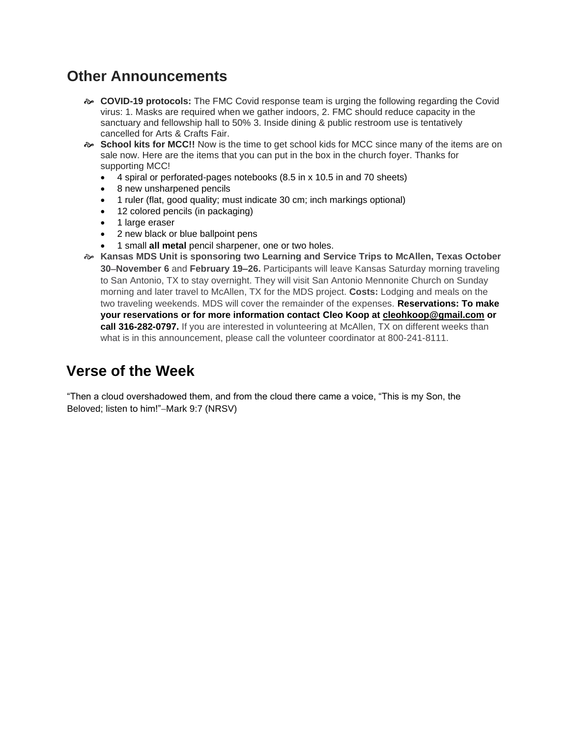## Other Announcements

- **COVID-19 protocols:** The FMC Covid response team is urging the following regarding the Covid virus: 1. Masks are required when we gather indoors, 2. FMC should reduce capacity in the sanctuary and fellowship hall to 50% 3. Inside dining & public restroom use is tentatively cancelled for Arts & Crafts Fair.
- **School kits for MCC!!** Now is the time to get school kids for MCC since many of the items are on sale now. Here are the items that you can put in the box in the church foyer. Thanks for supporting MCC!
  - 4 spiral or perforated-pages notebooks (8.5 in x 10.5 in and 70 sheets)
  - 8 new unsharpened pencils
  - 1 ruler (flat, good quality; must indicate 30 cm; inch markings optional)
  - 12 colored pencils (in packaging)
  - 1 large eraser
  - 2 new black or blue ballpoint pens
  - 1 small **all metal** pencil sharpener, one or two holes.
- **Kansas MDS Unit is sponsoring two Learning and Service Trips to McAllen, Texas October 30–November 6** and **February 19–26.** Participants will leave Kansas Saturday morning traveling to San Antonio, TX to stay overnight. They will visit San Antonio Mennonite Church on Sunday morning and later travel to McAllen, TX for the MDS project. **Costs:** Lodging and meals on the two traveling weekends. MDS will cover the remainder of the expenses. **Reservations: To make your reservations or for more information contact Cleo Koop at cleohkoop@gmail.com or call 316-282-0797.** If you are interested in volunteering at McAllen, TX on different weeks than what is in this announcement, please call the volunteer coordinator at 800-241-8111.

## Verse of the Week

"Then a cloud overshadowed them, and from the cloud there came a voice, "This is my Son, the Beloved; listen to him!"–Mark 9:7 (NRSV)